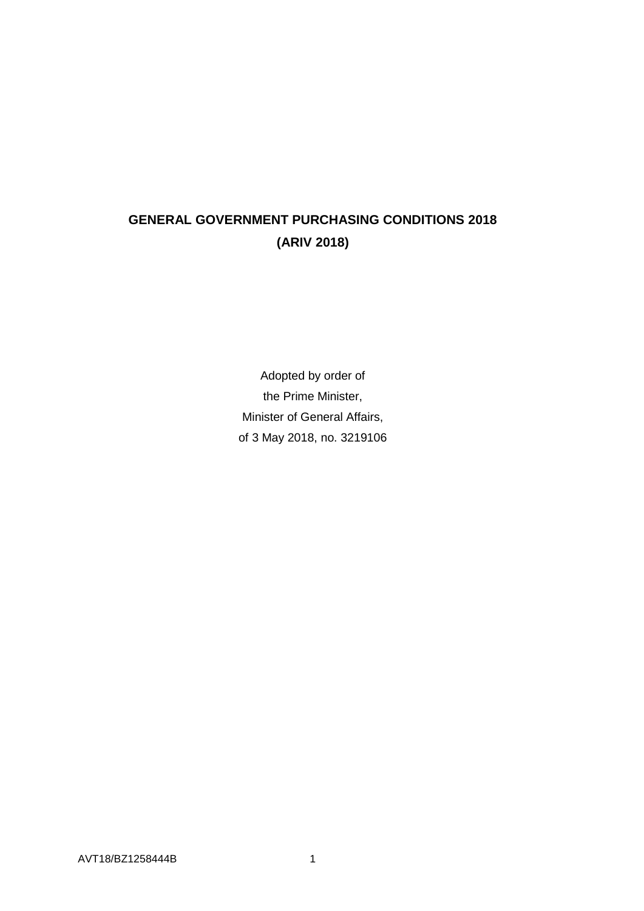# GENERAL GOVERNMENT PURCHASING CONDITIONS 2018
# (ARIV 2018)

Adopted by order of
the Prime Minister,
Minister of General Affairs,
of 3 May 2018, no. 3219106

AVT18/BZ1258444B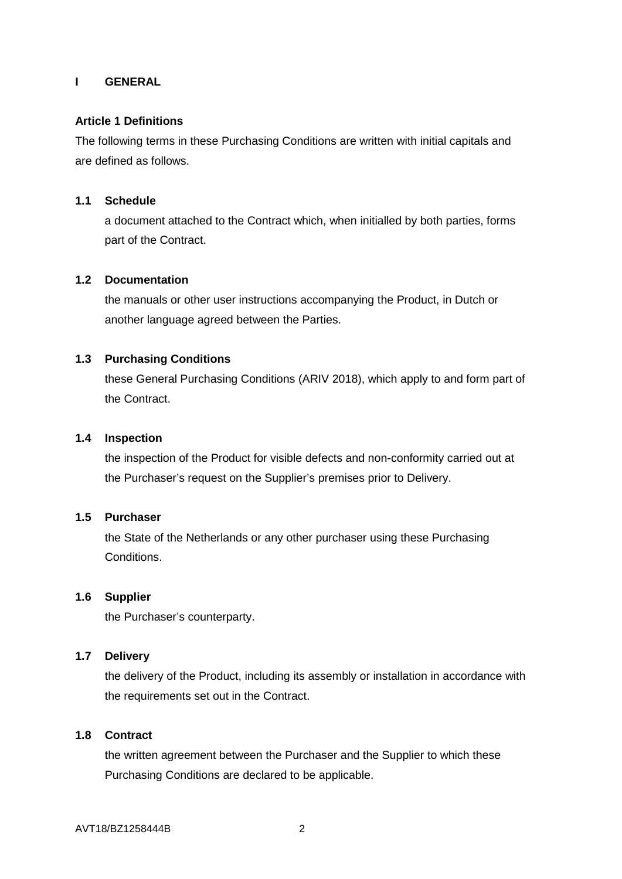# I GENERAL

## Article 1 Definitions

The following terms in these Purchasing Conditions are written with initial capitals and are defined as follows.

### 1.1 Schedule

a document attached to the Contract which, when initialled by both parties, forms part of the Contract.

### 1.2 Documentation

the manuals or other user instructions accompanying the Product, in Dutch or another language agreed between the Parties.

### 1.3 Purchasing Conditions

these General Purchasing Conditions (ARIV 2018), which apply to and form part of the Contract.

### 1.4 Inspection

the inspection of the Product for visible defects and non-conformity carried out at the Purchaser's request on the Supplier's premises prior to Delivery.

### 1.5 Purchaser

the State of the Netherlands or any other purchaser using these Purchasing Conditions.

### 1.6 Supplier

the Purchaser's counterparty.

### 1.7 Delivery

the delivery of the Product, including its assembly or installation in accordance with the requirements set out in the Contract.

### 1.8 Contract

the written agreement between the Purchaser and the Supplier to which these Purchasing Conditions are declared to be applicable.

AVT18/BZ1258444B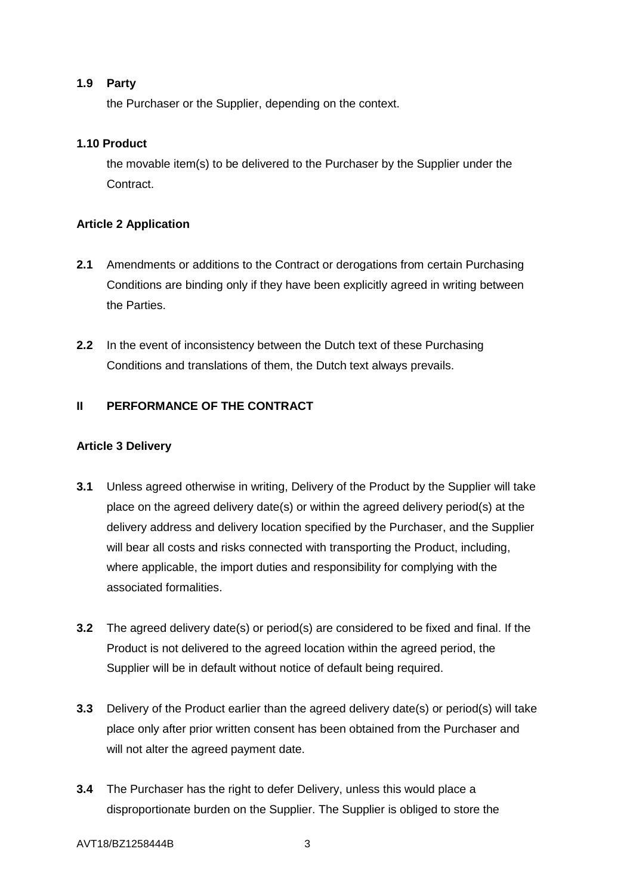**1.9 Party**

the Purchaser or the Supplier, depending on the context.

**1.10 Product**

the movable item(s) to be delivered to the Purchaser by the Supplier under the Contract.

**Article 2 Application**

**2.1** Amendments or additions to the Contract or derogations from certain Purchasing Conditions are binding only if they have been explicitly agreed in writing between the Parties.

**2.2** In the event of inconsistency between the Dutch text of these Purchasing Conditions and translations of them, the Dutch text always prevails.

## II PERFORMANCE OF THE CONTRACT

**Article 3 Delivery**

**3.1** Unless agreed otherwise in writing, Delivery of the Product by the Supplier will take place on the agreed delivery date(s) or within the agreed delivery period(s) at the delivery address and delivery location specified by the Purchaser, and the Supplier will bear all costs and risks connected with transporting the Product, including, where applicable, the import duties and responsibility for complying with the associated formalities.

**3.2** The agreed delivery date(s) or period(s) are considered to be fixed and final. If the Product is not delivered to the agreed location within the agreed period, the Supplier will be in default without notice of default being required.

**3.3** Delivery of the Product earlier than the agreed delivery date(s) or period(s) will take place only after prior written consent has been obtained from the Purchaser and will not alter the agreed payment date.

**3.4** The Purchaser has the right to defer Delivery, unless this would place a disproportionate burden on the Supplier. The Supplier is obliged to store the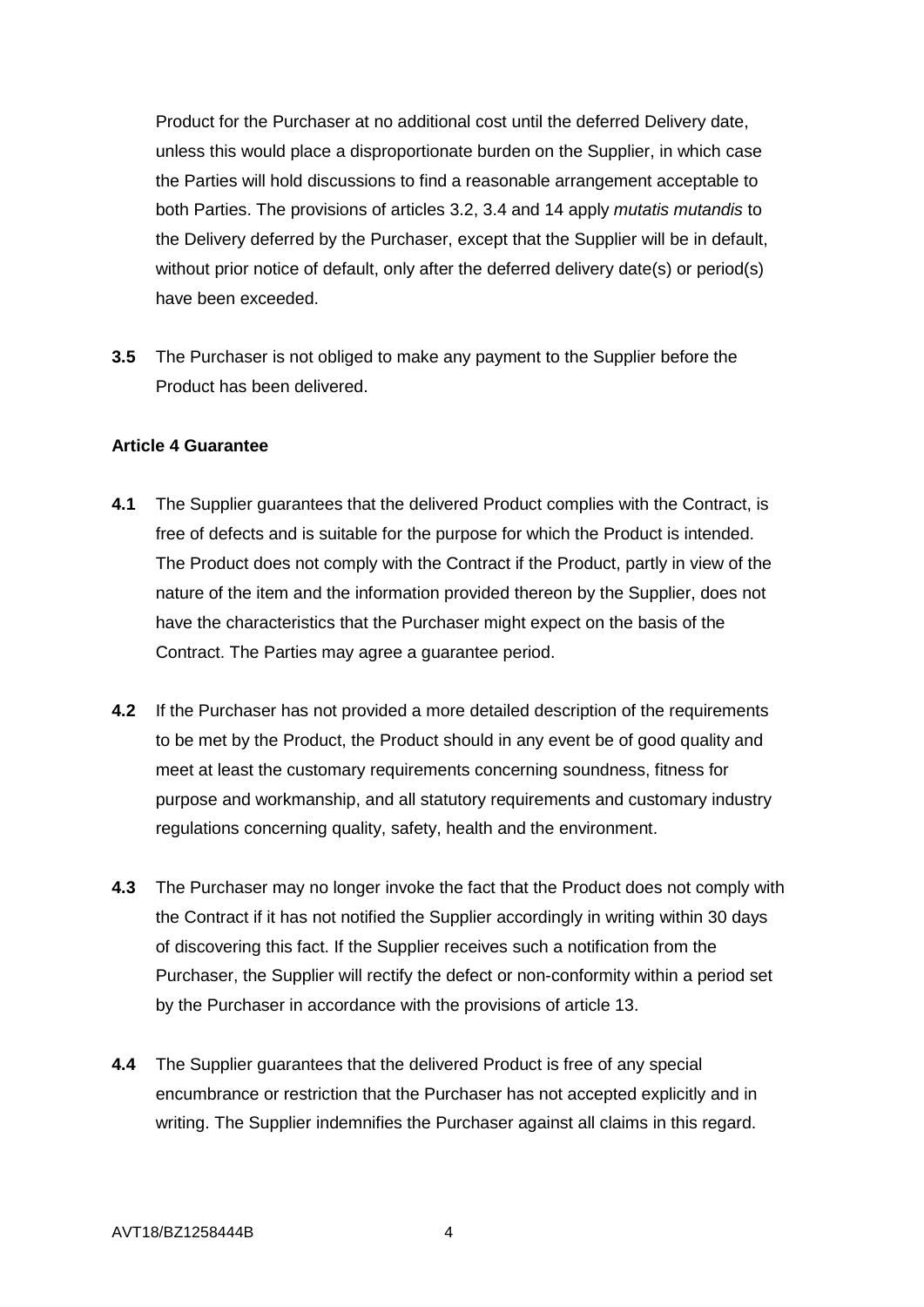Product for the Purchaser at no additional cost until the deferred Delivery date, unless this would place a disproportionate burden on the Supplier, in which case the Parties will hold discussions to find a reasonable arrangement acceptable to both Parties. The provisions of articles 3.2, 3.4 and 14 apply *mutatis mutandis* to the Delivery deferred by the Purchaser, except that the Supplier will be in default, without prior notice of default, only after the deferred delivery date(s) or period(s) have been exceeded.

**3.5** The Purchaser is not obliged to make any payment to the Supplier before the Product has been delivered.

**Article 4 Guarantee**

**4.1** The Supplier guarantees that the delivered Product complies with the Contract, is free of defects and is suitable for the purpose for which the Product is intended. The Product does not comply with the Contract if the Product, partly in view of the nature of the item and the information provided thereon by the Supplier, does not have the characteristics that the Purchaser might expect on the basis of the Contract. The Parties may agree a guarantee period.

**4.2** If the Purchaser has not provided a more detailed description of the requirements to be met by the Product, the Product should in any event be of good quality and meet at least the customary requirements concerning soundness, fitness for purpose and workmanship, and all statutory requirements and customary industry regulations concerning quality, safety, health and the environment.

**4.3** The Purchaser may no longer invoke the fact that the Product does not comply with the Contract if it has not notified the Supplier accordingly in writing within 30 days of discovering this fact. If the Supplier receives such a notification from the Purchaser, the Supplier will rectify the defect or non-conformity within a period set by the Purchaser in accordance with the provisions of article 13.

**4.4** The Supplier guarantees that the delivered Product is free of any special encumbrance or restriction that the Purchaser has not accepted explicitly and in writing. The Supplier indemnifies the Purchaser against all claims in this regard.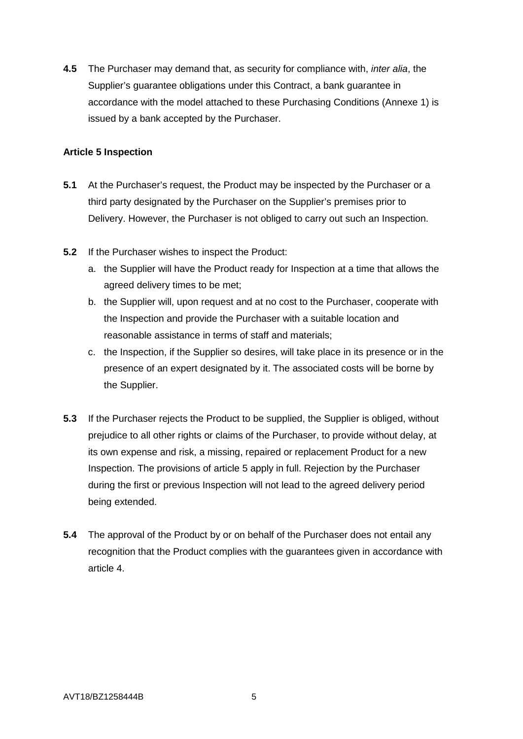**4.5** The Purchaser may demand that, as security for compliance with, *inter alia*, the Supplier's guarantee obligations under this Contract, a bank guarantee in accordance with the model attached to these Purchasing Conditions (Annexe 1) is issued by a bank accepted by the Purchaser.

**Article 5 Inspection**

**5.1** At the Purchaser's request, the Product may be inspected by the Purchaser or a third party designated by the Purchaser on the Supplier's premises prior to Delivery. However, the Purchaser is not obliged to carry out such an Inspection.

**5.2** If the Purchaser wishes to inspect the Product:

a. the Supplier will have the Product ready for Inspection at a time that allows the agreed delivery times to be met;
b. the Supplier will, upon request and at no cost to the Purchaser, cooperate with the Inspection and provide the Purchaser with a suitable location and reasonable assistance in terms of staff and materials;
c. the Inspection, if the Supplier so desires, will take place in its presence or in the presence of an expert designated by it. The associated costs will be borne by the Supplier.

**5.3** If the Purchaser rejects the Product to be supplied, the Supplier is obliged, without prejudice to all other rights or claims of the Purchaser, to provide without delay, at its own expense and risk, a missing, repaired or replacement Product for a new Inspection. The provisions of article 5 apply in full. Rejection by the Purchaser during the first or previous Inspection will not lead to the agreed delivery period being extended.

**5.4** The approval of the Product by or on behalf of the Purchaser does not entail any recognition that the Product complies with the guarantees given in accordance with article 4.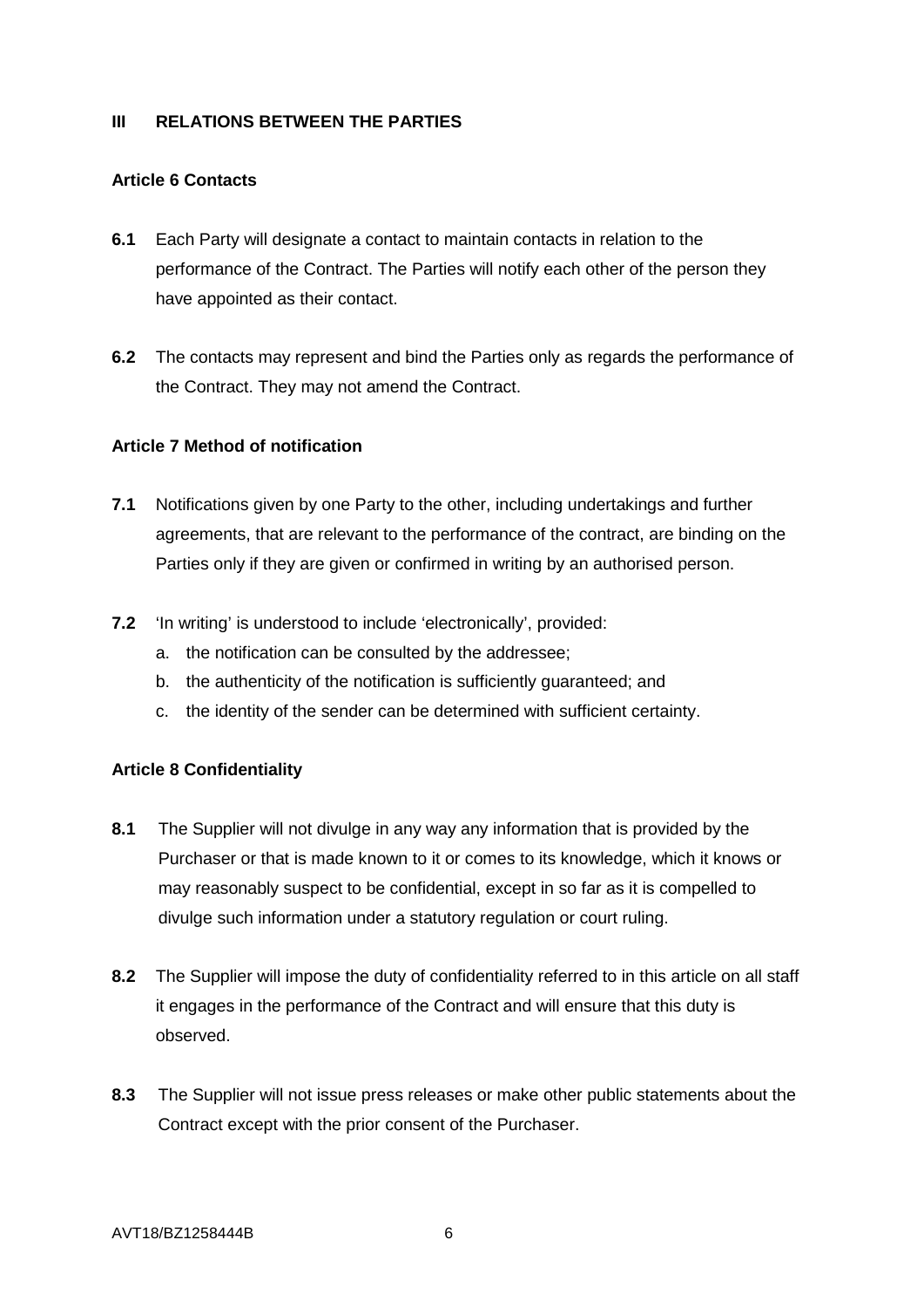## III RELATIONS BETWEEN THE PARTIES

### Article 6 Contacts

**6.1** Each Party will designate a contact to maintain contacts in relation to the performance of the Contract. The Parties will notify each other of the person they have appointed as their contact.

**6.2** The contacts may represent and bind the Parties only as regards the performance of the Contract. They may not amend the Contract.

### Article 7 Method of notification

**7.1** Notifications given by one Party to the other, including undertakings and further agreements, that are relevant to the performance of the contract, are binding on the Parties only if they are given or confirmed in writing by an authorised person.

**7.2** 'In writing' is understood to include 'electronically', provided:

a. the notification can be consulted by the addressee;
b. the authenticity of the notification is sufficiently guaranteed; and
c. the identity of the sender can be determined with sufficient certainty.

### Article 8 Confidentiality

**8.1** The Supplier will not divulge in any way any information that is provided by the Purchaser or that is made known to it or comes to its knowledge, which it knows or may reasonably suspect to be confidential, except in so far as it is compelled to divulge such information under a statutory regulation or court ruling.

**8.2** The Supplier will impose the duty of confidentiality referred to in this article on all staff it engages in the performance of the Contract and will ensure that this duty is observed.

**8.3** The Supplier will not issue press releases or make other public statements about the Contract except with the prior consent of the Purchaser.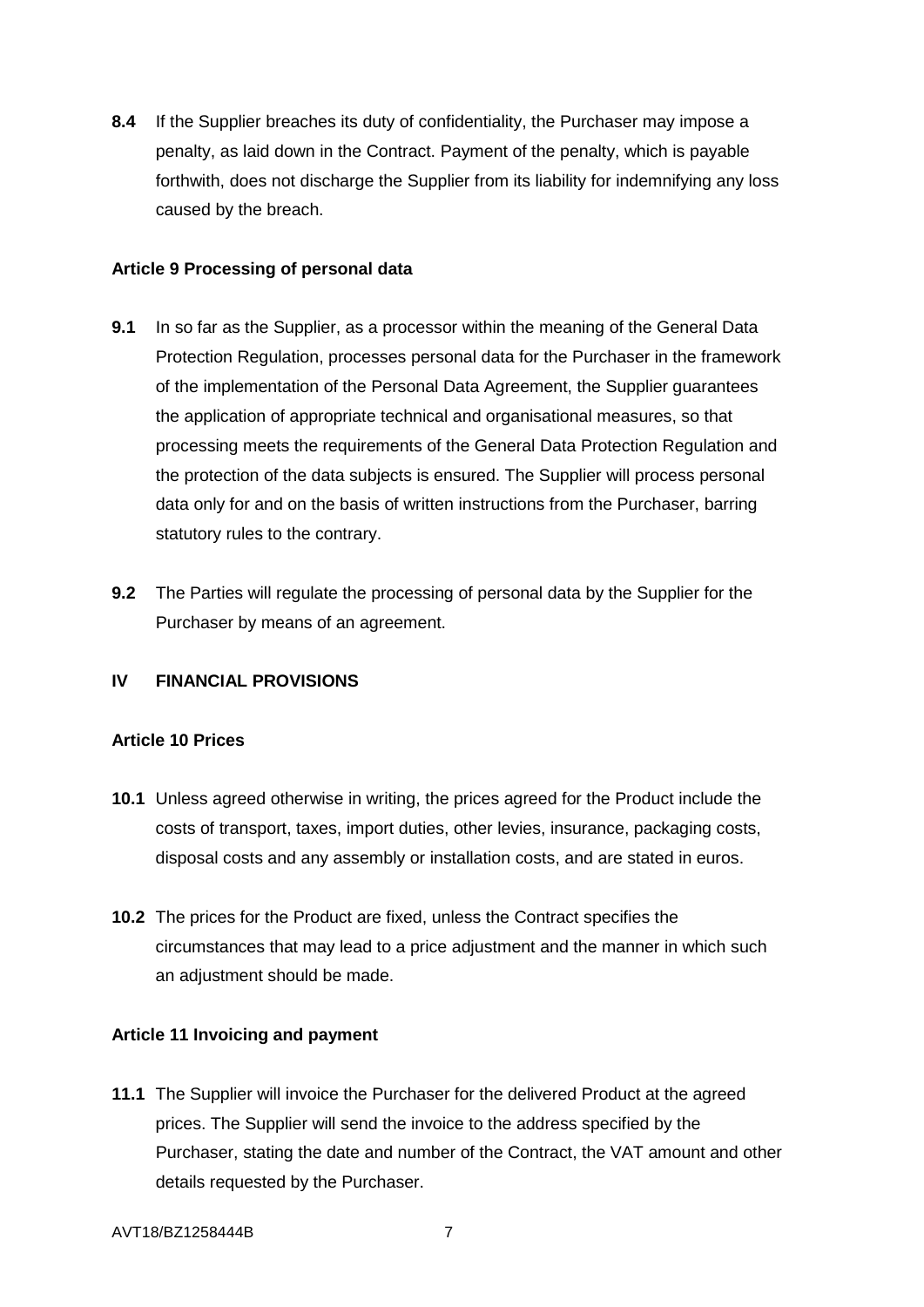**8.4** If the Supplier breaches its duty of confidentiality, the Purchaser may impose a penalty, as laid down in the Contract. Payment of the penalty, which is payable forthwith, does not discharge the Supplier from its liability for indemnifying any loss caused by the breach.

### Article 9 Processing of personal data

**9.1** In so far as the Supplier, as a processor within the meaning of the General Data Protection Regulation, processes personal data for the Purchaser in the framework of the implementation of the Personal Data Agreement, the Supplier guarantees the application of appropriate technical and organisational measures, so that processing meets the requirements of the General Data Protection Regulation and the protection of the data subjects is ensured. The Supplier will process personal data only for and on the basis of written instructions from the Purchaser, barring statutory rules to the contrary.

**9.2** The Parties will regulate the processing of personal data by the Supplier for the Purchaser by means of an agreement.

## IV FINANCIAL PROVISIONS

### Article 10 Prices

**10.1** Unless agreed otherwise in writing, the prices agreed for the Product include the costs of transport, taxes, import duties, other levies, insurance, packaging costs, disposal costs and any assembly or installation costs, and are stated in euros.

**10.2** The prices for the Product are fixed, unless the Contract specifies the circumstances that may lead to a price adjustment and the manner in which such an adjustment should be made.

### Article 11 Invoicing and payment

**11.1** The Supplier will invoice the Purchaser for the delivered Product at the agreed prices. The Supplier will send the invoice to the address specified by the Purchaser, stating the date and number of the Contract, the VAT amount and other details requested by the Purchaser.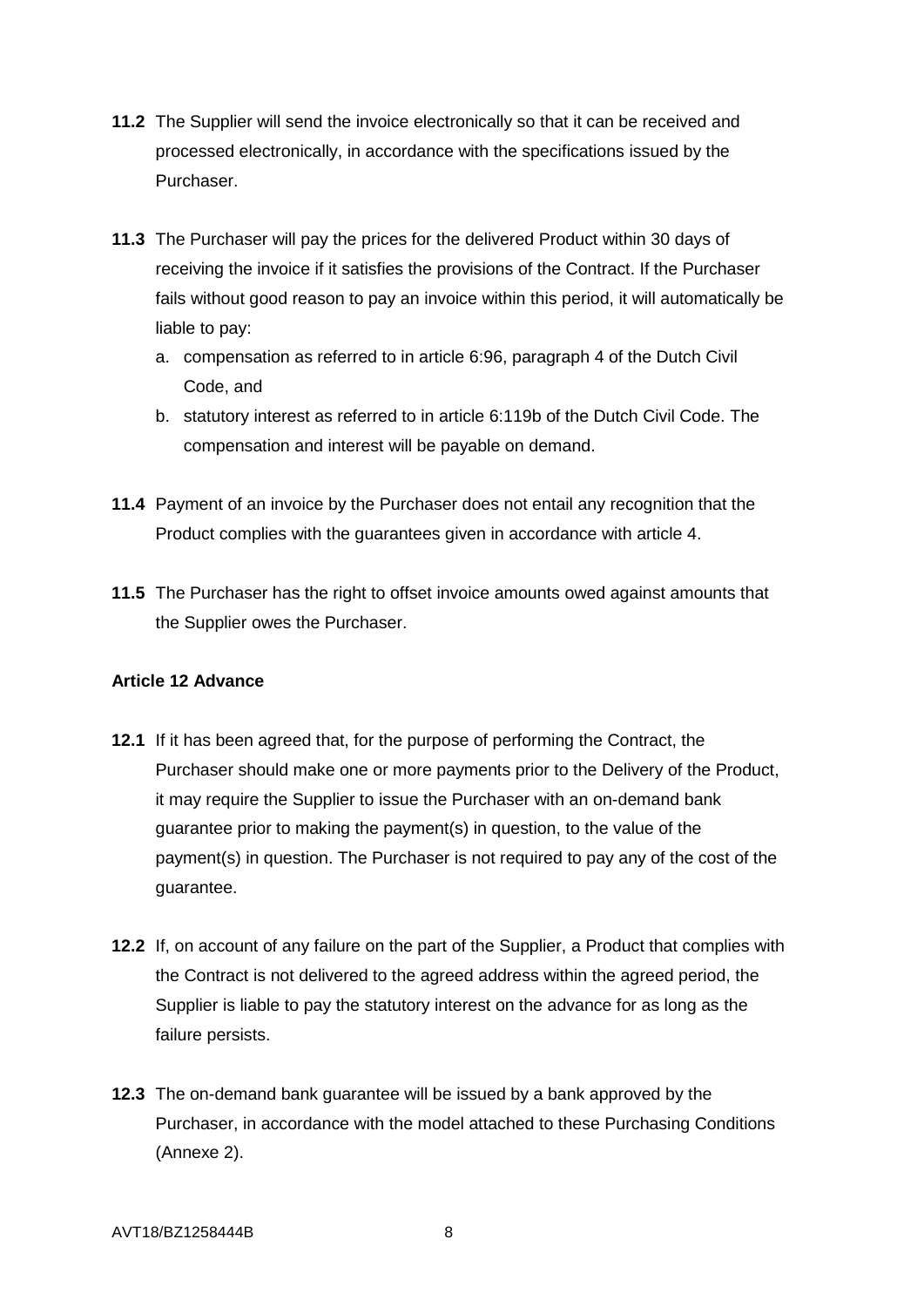**11.2** The Supplier will send the invoice electronically so that it can be received and processed electronically, in accordance with the specifications issued by the Purchaser.

**11.3** The Purchaser will pay the prices for the delivered Product within 30 days of receiving the invoice if it satisfies the provisions of the Contract. If the Purchaser fails without good reason to pay an invoice within this period, it will automatically be liable to pay:

a. compensation as referred to in article 6:96, paragraph 4 of the Dutch Civil Code, and

b. statutory interest as referred to in article 6:119b of the Dutch Civil Code. The compensation and interest will be payable on demand.

**11.4** Payment of an invoice by the Purchaser does not entail any recognition that the Product complies with the guarantees given in accordance with article 4.

**11.5** The Purchaser has the right to offset invoice amounts owed against amounts that the Supplier owes the Purchaser.

### Article 12 Advance

**12.1** If it has been agreed that, for the purpose of performing the Contract, the Purchaser should make one or more payments prior to the Delivery of the Product, it may require the Supplier to issue the Purchaser with an on-demand bank guarantee prior to making the payment(s) in question, to the value of the payment(s) in question. The Purchaser is not required to pay any of the cost of the guarantee.

**12.2** If, on account of any failure on the part of the Supplier, a Product that complies with the Contract is not delivered to the agreed address within the agreed period, the Supplier is liable to pay the statutory interest on the advance for as long as the failure persists.

**12.3** The on-demand bank guarantee will be issued by a bank approved by the Purchaser, in accordance with the model attached to these Purchasing Conditions (Annexe 2).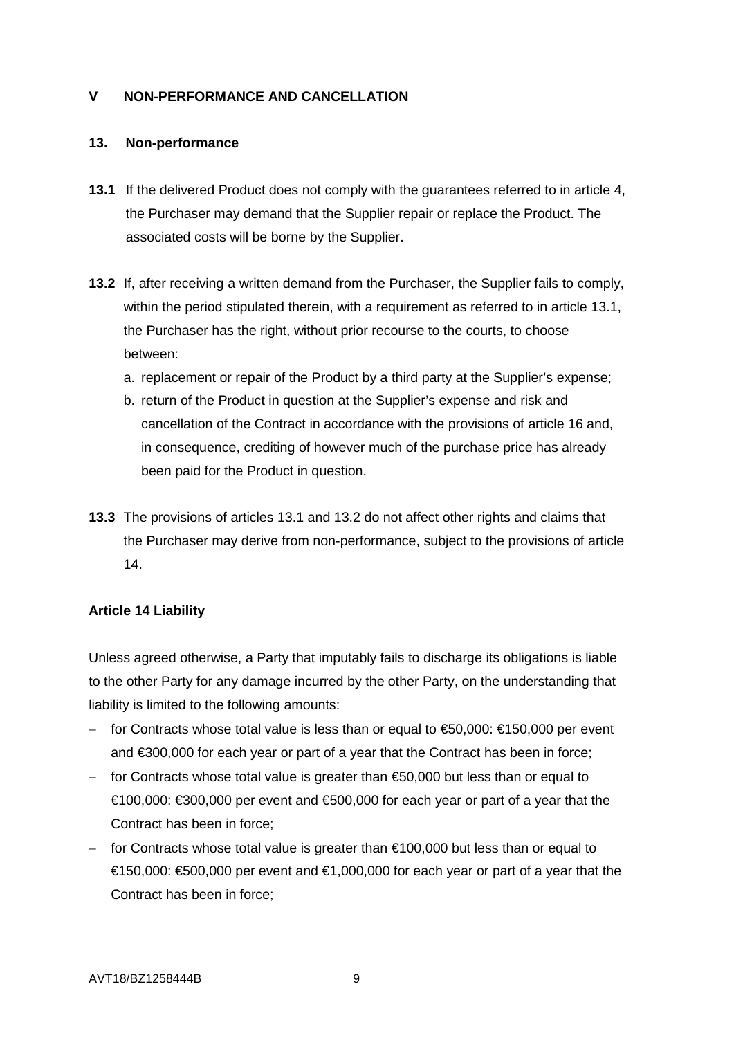## V NON-PERFORMANCE AND CANCELLATION

### 13. Non-performance

**13.1** If the delivered Product does not comply with the guarantees referred to in article 4, the Purchaser may demand that the Supplier repair or replace the Product. The associated costs will be borne by the Supplier.

**13.2** If, after receiving a written demand from the Purchaser, the Supplier fails to comply, within the period stipulated therein, with a requirement as referred to in article 13.1, the Purchaser has the right, without prior recourse to the courts, to choose between:

a. replacement or repair of the Product by a third party at the Supplier's expense;
b. return of the Product in question at the Supplier's expense and risk and cancellation of the Contract in accordance with the provisions of article 16 and, in consequence, crediting of however much of the purchase price has already been paid for the Product in question.

**13.3** The provisions of articles 13.1 and 13.2 do not affect other rights and claims that the Purchaser may derive from non-performance, subject to the provisions of article 14.

### Article 14 Liability

Unless agreed otherwise, a Party that imputably fails to discharge its obligations is liable to the other Party for any damage incurred by the other Party, on the understanding that liability is limited to the following amounts:

- for Contracts whose total value is less than or equal to €50,000: €150,000 per event and €300,000 for each year or part of a year that the Contract has been in force;
- for Contracts whose total value is greater than €50,000 but less than or equal to €100,000: €300,000 per event and €500,000 for each year or part of a year that the Contract has been in force;
- for Contracts whose total value is greater than €100,000 but less than or equal to €150,000: €500,000 per event and €1,000,000 for each year or part of a year that the Contract has been in force;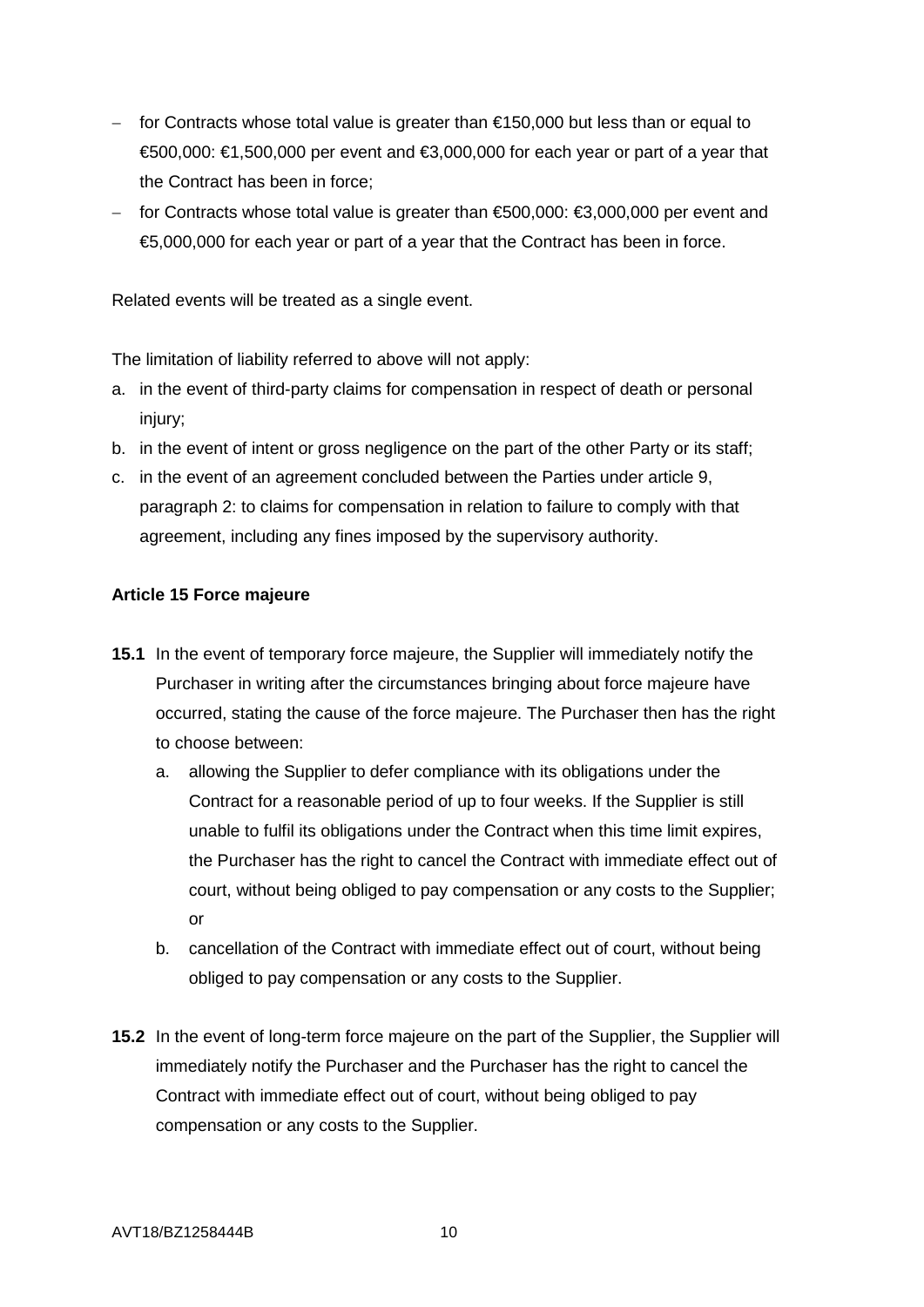- for Contracts whose total value is greater than €150,000 but less than or equal to €500,000: €1,500,000 per event and €3,000,000 for each year or part of a year that the Contract has been in force;
- for Contracts whose total value is greater than €500,000: €3,000,000 per event and €5,000,000 for each year or part of a year that the Contract has been in force.

Related events will be treated as a single event.

The limitation of liability referred to above will not apply:

a. in the event of third-party claims for compensation in respect of death or personal injury;
b. in the event of intent or gross negligence on the part of the other Party or its staff;
c. in the event of an agreement concluded between the Parties under article 9, paragraph 2: to claims for compensation in relation to failure to comply with that agreement, including any fines imposed by the supervisory authority.

**Article 15 Force majeure**

**15.1** In the event of temporary force majeure, the Supplier will immediately notify the Purchaser in writing after the circumstances bringing about force majeure have occurred, stating the cause of the force majeure. The Purchaser then has the right to choose between:

a. allowing the Supplier to defer compliance with its obligations under the Contract for a reasonable period of up to four weeks. If the Supplier is still unable to fulfil its obligations under the Contract when this time limit expires, the Purchaser has the right to cancel the Contract with immediate effect out of court, without being obliged to pay compensation or any costs to the Supplier; or
b. cancellation of the Contract with immediate effect out of court, without being obliged to pay compensation or any costs to the Supplier.

**15.2** In the event of long-term force majeure on the part of the Supplier, the Supplier will immediately notify the Purchaser and the Purchaser has the right to cancel the Contract with immediate effect out of court, without being obliged to pay compensation or any costs to the Supplier.

AVT18/BZ1258444B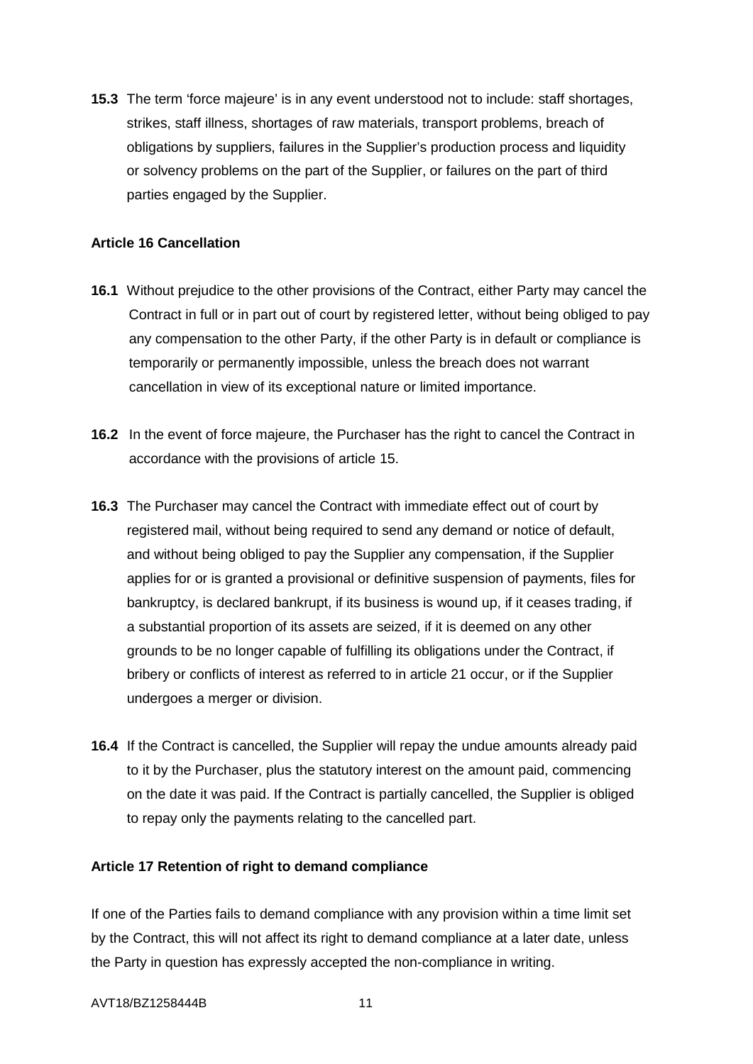**15.3** The term 'force majeure' is in any event understood not to include: staff shortages, strikes, staff illness, shortages of raw materials, transport problems, breach of obligations by suppliers, failures in the Supplier's production process and liquidity or solvency problems on the part of the Supplier, or failures on the part of third parties engaged by the Supplier.

### Article 16 Cancellation

**16.1** Without prejudice to the other provisions of the Contract, either Party may cancel the Contract in full or in part out of court by registered letter, without being obliged to pay any compensation to the other Party, if the other Party is in default or compliance is temporarily or permanently impossible, unless the breach does not warrant cancellation in view of its exceptional nature or limited importance.

**16.2** In the event of force majeure, the Purchaser has the right to cancel the Contract in accordance with the provisions of article 15.

**16.3** The Purchaser may cancel the Contract with immediate effect out of court by registered mail, without being required to send any demand or notice of default, and without being obliged to pay the Supplier any compensation, if the Supplier applies for or is granted a provisional or definitive suspension of payments, files for bankruptcy, is declared bankrupt, if its business is wound up, if it ceases trading, if a substantial proportion of its assets are seized, if it is deemed on any other grounds to be no longer capable of fulfilling its obligations under the Contract, if bribery or conflicts of interest as referred to in article 21 occur, or if the Supplier undergoes a merger or division.

**16.4** If the Contract is cancelled, the Supplier will repay the undue amounts already paid to it by the Purchaser, plus the statutory interest on the amount paid, commencing on the date it was paid. If the Contract is partially cancelled, the Supplier is obliged to repay only the payments relating to the cancelled part.

### Article 17 Retention of right to demand compliance

If one of the Parties fails to demand compliance with any provision within a time limit set by the Contract, this will not affect its right to demand compliance at a later date, unless the Party in question has expressly accepted the non-compliance in writing.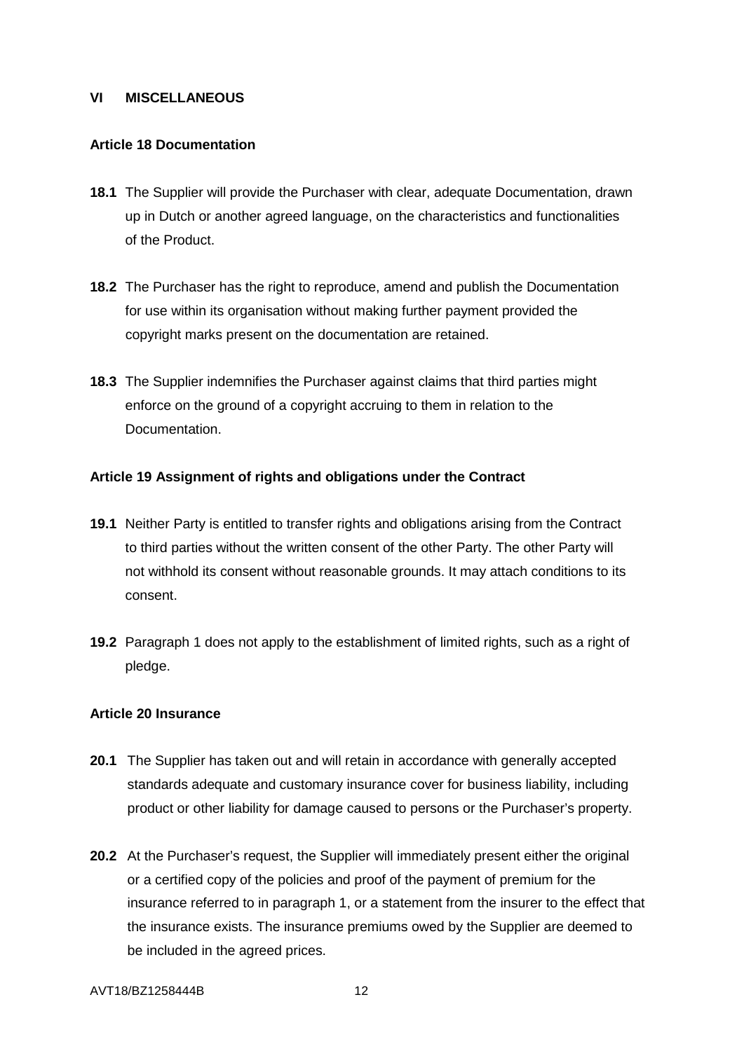## VI MISCELLANEOUS

### Article 18 Documentation

**18.1** The Supplier will provide the Purchaser with clear, adequate Documentation, drawn up in Dutch or another agreed language, on the characteristics and functionalities of the Product.

**18.2** The Purchaser has the right to reproduce, amend and publish the Documentation for use within its organisation without making further payment provided the copyright marks present on the documentation are retained.

**18.3** The Supplier indemnifies the Purchaser against claims that third parties might enforce on the ground of a copyright accruing to them in relation to the Documentation.

### Article 19 Assignment of rights and obligations under the Contract

**19.1** Neither Party is entitled to transfer rights and obligations arising from the Contract to third parties without the written consent of the other Party. The other Party will not withhold its consent without reasonable grounds. It may attach conditions to its consent.

**19.2** Paragraph 1 does not apply to the establishment of limited rights, such as a right of pledge.

### Article 20 Insurance

**20.1** The Supplier has taken out and will retain in accordance with generally accepted standards adequate and customary insurance cover for business liability, including product or other liability for damage caused to persons or the Purchaser's property.

**20.2** At the Purchaser's request, the Supplier will immediately present either the original or a certified copy of the policies and proof of the payment of premium for the insurance referred to in paragraph 1, or a statement from the insurer to the effect that the insurance exists. The insurance premiums owed by the Supplier are deemed to be included in the agreed prices.

AVT18/BZ1258444B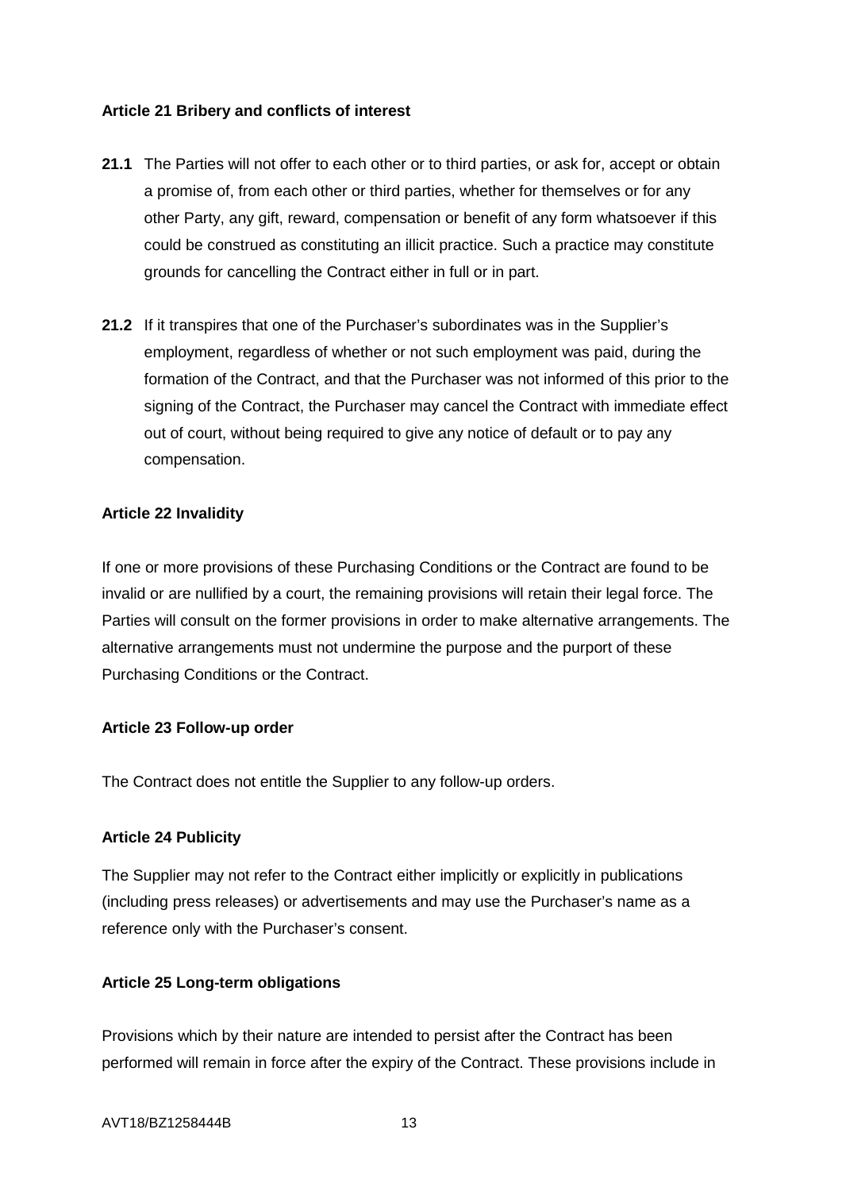**Article 21 Bribery and conflicts of interest**

**21.1** The Parties will not offer to each other or to third parties, or ask for, accept or obtain a promise of, from each other or third parties, whether for themselves or for any other Party, any gift, reward, compensation or benefit of any form whatsoever if this could be construed as constituting an illicit practice. Such a practice may constitute grounds for cancelling the Contract either in full or in part.

**21.2** If it transpires that one of the Purchaser's subordinates was in the Supplier's employment, regardless of whether or not such employment was paid, during the formation of the Contract, and that the Purchaser was not informed of this prior to the signing of the Contract, the Purchaser may cancel the Contract with immediate effect out of court, without being required to give any notice of default or to pay any compensation.

**Article 22 Invalidity**

If one or more provisions of these Purchasing Conditions or the Contract are found to be invalid or are nullified by a court, the remaining provisions will retain their legal force. The Parties will consult on the former provisions in order to make alternative arrangements. The alternative arrangements must not undermine the purpose and the purport of these Purchasing Conditions or the Contract.

**Article 23 Follow-up order**

The Contract does not entitle the Supplier to any follow-up orders.

**Article 24 Publicity**

The Supplier may not refer to the Contract either implicitly or explicitly in publications (including press releases) or advertisements and may use the Purchaser's name as a reference only with the Purchaser's consent.

**Article 25 Long-term obligations**

Provisions which by their nature are intended to persist after the Contract has been performed will remain in force after the expiry of the Contract. These provisions include in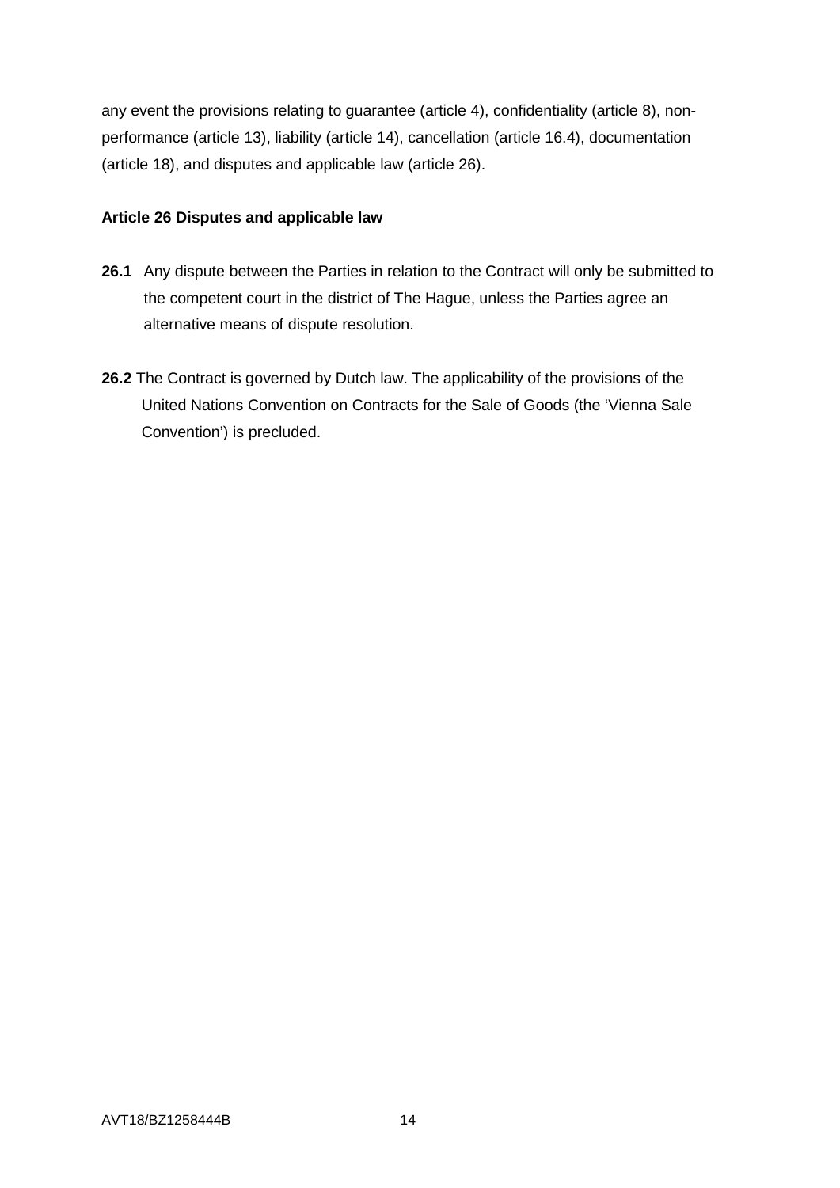any event the provisions relating to guarantee (article 4), confidentiality (article 8), non-performance (article 13), liability (article 14), cancellation (article 16.4), documentation (article 18), and disputes and applicable law (article 26).

**Article 26 Disputes and applicable law**

**26.1** Any dispute between the Parties in relation to the Contract will only be submitted to the competent court in the district of The Hague, unless the Parties agree an alternative means of dispute resolution.

**26.2** The Contract is governed by Dutch law. The applicability of the provisions of the United Nations Convention on Contracts for the Sale of Goods (the 'Vienna Sale Convention') is precluded.

AVT18/BZ1258444B